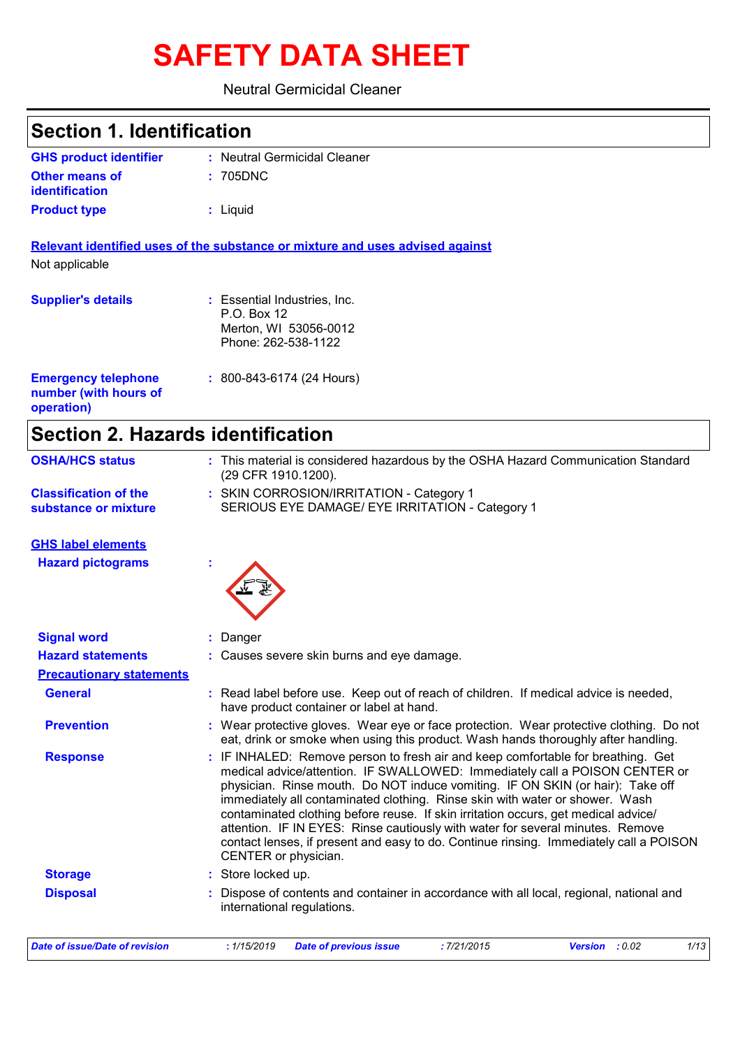# SAFETY DATA SHEET

Neutral Germicidal Cleaner

## Section 1. Identification

| | |
|---|---|
| **GHS product identifier** | : Neutral Germicidal Cleaner |
| **Other means of identification** | : 705DNC |
| **Product type** | : Liquid |

**Relevant identified uses of the substance or mixture and uses advised against**

Not applicable

| | |
|---|---|
| **Supplier's details** | : Essential Industries, Inc.<br>P.O. Box 12<br>Merton, WI 53056-0012<br>Phone: 262-538-1122 |
| **Emergency telephone number (with hours of operation)** | : 800-843-6174 (24 Hours) |

## Section 2. Hazards identification

| | |
|---|---|
| **OSHA/HCS status** | : This material is considered hazardous by the OSHA Hazard Communication Standard (29 CFR 1910.1200). |
| **Classification of the substance or mixture** | : SKIN CORROSION/IRRITATION - Category 1<br>SERIOUS EYE DAMAGE/ EYE IRRITATION - Category 1 |

**GHS label elements**

| | |
|---|---|
| **Hazard pictograms** | : |
| **Signal word** | : Danger |
| **Hazard statements** | : Causes severe skin burns and eye damage. |

**Precautionary statements**

| | |
|---|---|
| **General** | : Read label before use. Keep out of reach of children. If medical advice is needed, have product container or label at hand. |
| **Prevention** | : Wear protective gloves. Wear eye or face protection. Wear protective clothing. Do not eat, drink or smoke when using this product. Wash hands thoroughly after handling. |
| **Response** | : IF INHALED: Remove person to fresh air and keep comfortable for breathing. Get medical advice/attention. IF SWALLOWED: Immediately call a POISON CENTER or physician. Rinse mouth. Do NOT induce vomiting. IF ON SKIN (or hair): Take off immediately all contaminated clothing. Rinse skin with water or shower. Wash contaminated clothing before reuse. If skin irritation occurs, get medical advice/ attention. IF IN EYES: Rinse cautiously with water for several minutes. Remove contact lenses, if present and easy to do. Continue rinsing. Immediately call a POISON CENTER or physician. |
| **Storage** | : Store locked up. |
| **Disposal** | : Dispose of contents and container in accordance with all local, regional, national and international regulations. |

| Date of issue/Date of revision | : 1/15/2019 | Date of previous issue | : 7/21/2015 | Version | : 0.02 |
|---|---|---|---|---|---|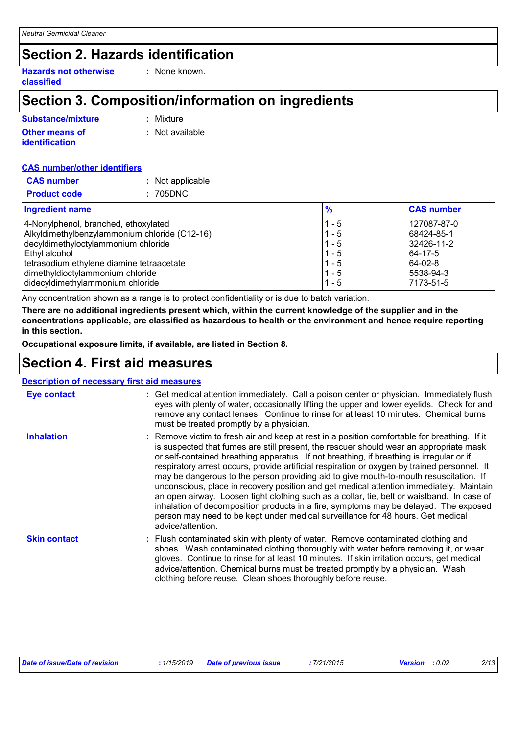## Section 2. Hazards identification

**Hazards not otherwise classified** : None known.

## Section 3. Composition/information on ingredients

**Substance/mixture** : Mixture

**Other means of identification** : Not available

**CAS number/other identifiers**

**CAS number** : Not applicable

**Product code** : 705DNC

| Ingredient name | % | CAS number |
|---|---|---|
| 4-Nonylphenol, branched, ethoxylated | 1 - 5 | 127087-87-0 |
| Alkyldimethylbenzylammonium chloride (C12-16) | 1 - 5 | 68424-85-1 |
| decyldimethyloctylammonium chloride | 1 - 5 | 32426-11-2 |
| Ethyl alcohol | 1 - 5 | 64-17-5 |
| tetrasodium ethylene diamine tetraacetate | 1 - 5 | 64-02-8 |
| dimethyldioctylammonium chloride | 1 - 5 | 5538-94-3 |
| didecyldimethylammonium chloride | 1 - 5 | 7173-51-5 |

Any concentration shown as a range is to protect confidentiality or is due to batch variation.

**There are no additional ingredients present which, within the current knowledge of the supplier and in the concentrations applicable, are classified as hazardous to health or the environment and hence require reporting in this section.**

**Occupational exposure limits, if available, are listed in Section 8.**

## Section 4. First aid measures

**Description of necessary first aid measures**

**Eye contact** : Get medical attention immediately. Call a poison center or physician. Immediately flush eyes with plenty of water, occasionally lifting the upper and lower eyelids. Check for and remove any contact lenses. Continue to rinse for at least 10 minutes. Chemical burns must be treated promptly by a physician.

**Inhalation** : Remove victim to fresh air and keep at rest in a position comfortable for breathing. If it is suspected that fumes are still present, the rescuer should wear an appropriate mask or self-contained breathing apparatus. If not breathing, if breathing is irregular or if respiratory arrest occurs, provide artificial respiration or oxygen by trained personnel. It may be dangerous to the person providing aid to give mouth-to-mouth resuscitation. If unconscious, place in recovery position and get medical attention immediately. Maintain an open airway. Loosen tight clothing such as a collar, tie, belt or waistband. In case of inhalation of decomposition products in a fire, symptoms may be delayed. The exposed person may need to be kept under medical surveillance for 48 hours. Get medical advice/attention.

**Skin contact** : Flush contaminated skin with plenty of water. Remove contaminated clothing and shoes. Wash contaminated clothing thoroughly with water before removing it, or wear gloves. Continue to rinse for at least 10 minutes. If skin irritation occurs, get medical advice/attention. Chemical burns must be treated promptly by a physician. Wash clothing before reuse. Clean shoes thoroughly before reuse.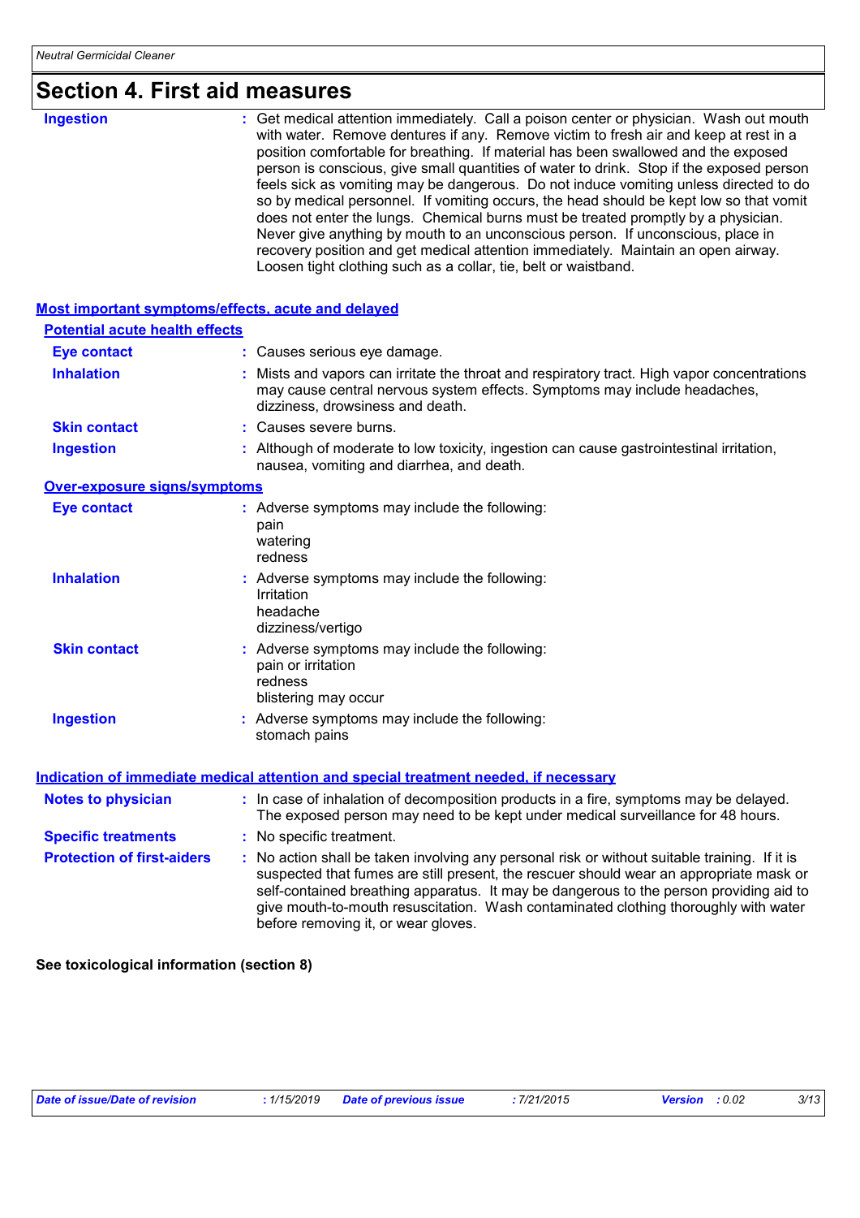## Section 4. First aid measures

**Ingestion** : Get medical attention immediately. Call a poison center or physician. Wash out mouth with water. Remove dentures if any. Remove victim to fresh air and keep at rest in a position comfortable for breathing. If material has been swallowed and the exposed person is conscious, give small quantities of water to drink. Stop if the exposed person feels sick as vomiting may be dangerous. Do not induce vomiting unless directed to do so by medical personnel. If vomiting occurs, the head should be kept low so that vomit does not enter the lungs. Chemical burns must be treated promptly by a physician. Never give anything by mouth to an unconscious person. If unconscious, place in recovery position and get medical attention immediately. Maintain an open airway. Loosen tight clothing such as a collar, tie, belt or waistband.

### Most important symptoms/effects, acute and delayed

#### Potential acute health effects

**Eye contact** : Causes serious eye damage.

**Inhalation** : Mists and vapors can irritate the throat and respiratory tract. High vapor concentrations may cause central nervous system effects. Symptoms may include headaches, dizziness, drowsiness and death.

**Skin contact** : Causes severe burns.

**Ingestion** : Although of moderate to low toxicity, ingestion can cause gastrointestinal irritation, nausea, vomiting and diarrhea, and death.

#### Over-exposure signs/symptoms

**Eye contact** : Adverse symptoms may include the following:
pain
watering
redness

**Inhalation** : Adverse symptoms may include the following:
Irritation
headache
dizziness/vertigo

**Skin contact** : Adverse symptoms may include the following:
pain or irritation
redness
blistering may occur

**Ingestion** : Adverse symptoms may include the following:
stomach pains

### Indication of immediate medical attention and special treatment needed, if necessary

**Notes to physician** : In case of inhalation of decomposition products in a fire, symptoms may be delayed. The exposed person may need to be kept under medical surveillance for 48 hours.

**Specific treatments** : No specific treatment.

**Protection of first-aiders** : No action shall be taken involving any personal risk or without suitable training. If it is suspected that fumes are still present, the rescuer should wear an appropriate mask or self-contained breathing apparatus. It may be dangerous to the person providing aid to give mouth-to-mouth resuscitation. Wash contaminated clothing thoroughly with water before removing it, or wear gloves.

**See toxicological information (section 8)**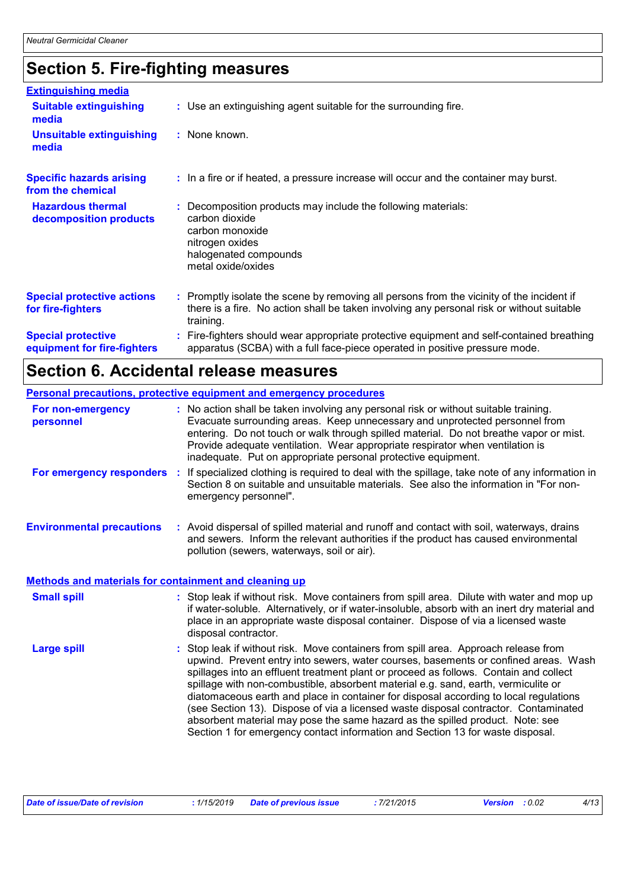## Section 5. Fire-fighting measures

### Extinguishing media

**Suitable extinguishing media** : Use an extinguishing agent suitable for the surrounding fire.

**Unsuitable extinguishing media** : None known.

**Specific hazards arising from the chemical** : In a fire or if heated, a pressure increase will occur and the container may burst.

**Hazardous thermal decomposition products** : Decomposition products may include the following materials:
carbon dioxide
carbon monoxide
nitrogen oxides
halogenated compounds
metal oxide/oxides

**Special protective actions for fire-fighters** : Promptly isolate the scene by removing all persons from the vicinity of the incident if there is a fire. No action shall be taken involving any personal risk or without suitable training.

**Special protective equipment for fire-fighters** : Fire-fighters should wear appropriate protective equipment and self-contained breathing apparatus (SCBA) with a full face-piece operated in positive pressure mode.

## Section 6. Accidental release measures

### Personal precautions, protective equipment and emergency procedures

**For non-emergency personnel** : No action shall be taken involving any personal risk or without suitable training. Evacuate surrounding areas. Keep unnecessary and unprotected personnel from entering. Do not touch or walk through spilled material. Do not breathe vapor or mist. Provide adequate ventilation. Wear appropriate respirator when ventilation is inadequate. Put on appropriate personal protective equipment.

**For emergency responders** : If specialized clothing is required to deal with the spillage, take note of any information in Section 8 on suitable and unsuitable materials. See also the information in "For non-emergency personnel".

**Environmental precautions** : Avoid dispersal of spilled material and runoff and contact with soil, waterways, drains and sewers. Inform the relevant authorities if the product has caused environmental pollution (sewers, waterways, soil or air).

### Methods and materials for containment and cleaning up

**Small spill** : Stop leak if without risk. Move containers from spill area. Dilute with water and mop up if water-soluble. Alternatively, or if water-insoluble, absorb with an inert dry material and place in an appropriate waste disposal container. Dispose of via a licensed waste disposal contractor.

**Large spill** : Stop leak if without risk. Move containers from spill area. Approach release from upwind. Prevent entry into sewers, water courses, basements or confined areas. Wash spillages into an effluent treatment plant or proceed as follows. Contain and collect spillage with non-combustible, absorbent material e.g. sand, earth, vermiculite or diatomaceous earth and place in container for disposal according to local regulations (see Section 13). Dispose of via a licensed waste disposal contractor. Contaminated absorbent material may pose the same hazard as the spilled product. Note: see Section 1 for emergency contact information and Section 13 for waste disposal.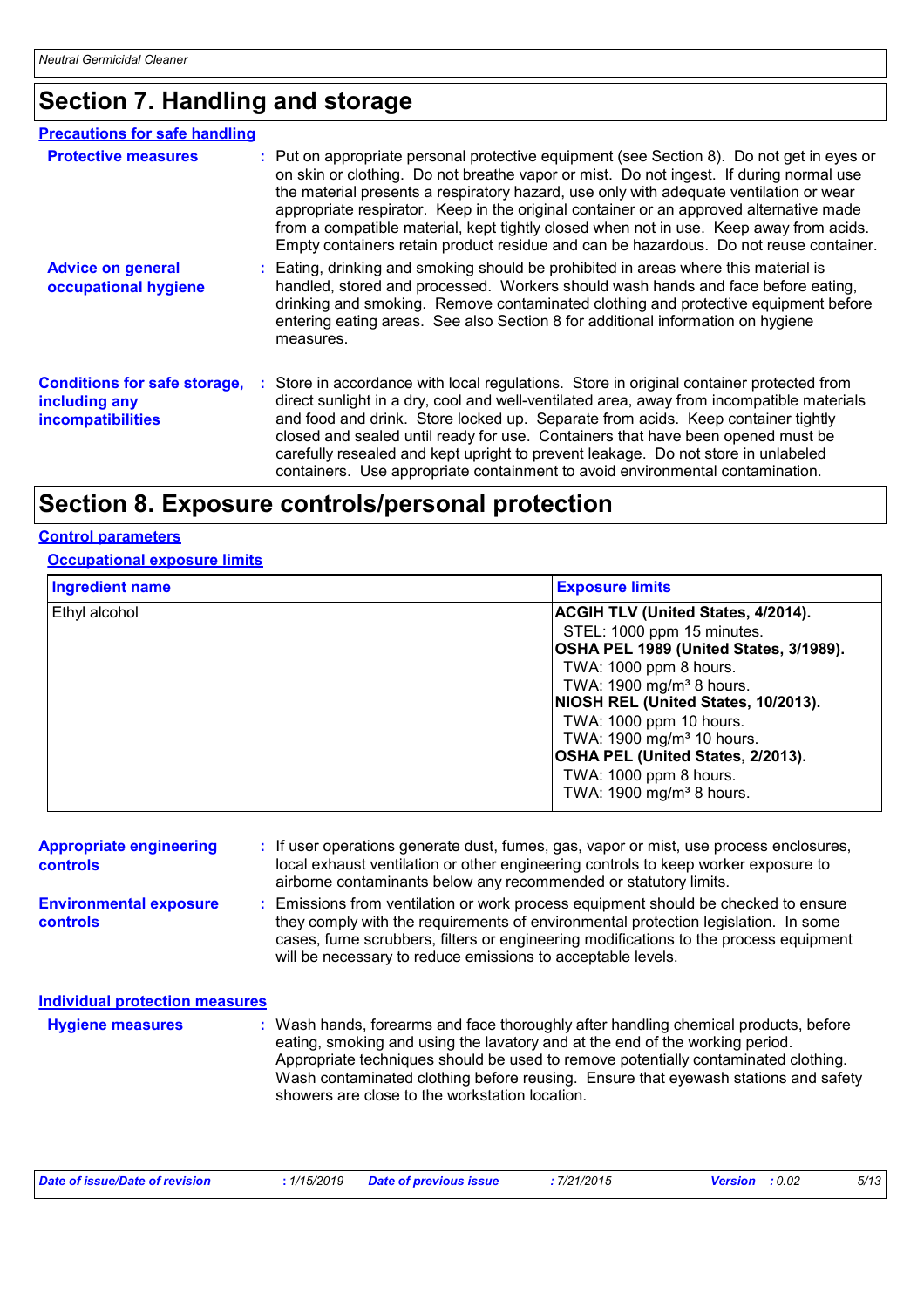## Section 7. Handling and storage

### Precautions for safe handling

**Protective measures** : Put on appropriate personal protective equipment (see Section 8). Do not get in eyes or on skin or clothing. Do not breathe vapor or mist. Do not ingest. If during normal use the material presents a respiratory hazard, use only with adequate ventilation or wear appropriate respirator. Keep in the original container or an approved alternative made from a compatible material, kept tightly closed when not in use. Keep away from acids. Empty containers retain product residue and can be hazardous. Do not reuse container.

**Advice on general occupational hygiene** : Eating, drinking and smoking should be prohibited in areas where this material is handled, stored and processed. Workers should wash hands and face before eating, drinking and smoking. Remove contaminated clothing and protective equipment before entering eating areas. See also Section 8 for additional information on hygiene measures.

**Conditions for safe storage, including any incompatibilities** : Store in accordance with local regulations. Store in original container protected from direct sunlight in a dry, cool and well-ventilated area, away from incompatible materials and food and drink. Store locked up. Separate from acids. Keep container tightly closed and sealed until ready for use. Containers that have been opened must be carefully resealed and kept upright to prevent leakage. Do not store in unlabeled containers. Use appropriate containment to avoid environmental contamination.

## Section 8. Exposure controls/personal protection

### Control parameters

#### Occupational exposure limits

| Ingredient name | Exposure limits |
|---|---|
| Ethyl alcohol | **ACGIH TLV (United States, 4/2014).**<br>STEL: 1000 ppm 15 minutes.<br>**OSHA PEL 1989 (United States, 3/1989).**<br>TWA: 1000 ppm 8 hours.<br>TWA: 1900 mg/m³ 8 hours.<br>**NIOSH REL (United States, 10/2013).**<br>TWA: 1000 ppm 10 hours.<br>TWA: 1900 mg/m³ 10 hours.<br>**OSHA PEL (United States, 2/2013).**<br>TWA: 1000 ppm 8 hours.<br>TWA: 1900 mg/m³ 8 hours. |

**Appropriate engineering controls** : If user operations generate dust, fumes, gas, vapor or mist, use process enclosures, local exhaust ventilation or other engineering controls to keep worker exposure to airborne contaminants below any recommended or statutory limits.

**Environmental exposure controls** : Emissions from ventilation or work process equipment should be checked to ensure they comply with the requirements of environmental protection legislation. In some cases, fume scrubbers, filters or engineering modifications to the process equipment will be necessary to reduce emissions to acceptable levels.

### Individual protection measures

**Hygiene measures** : Wash hands, forearms and face thoroughly after handling chemical products, before eating, smoking and using the lavatory and at the end of the working period. Appropriate techniques should be used to remove potentially contaminated clothing. Wash contaminated clothing before reusing. Ensure that eyewash stations and safety showers are close to the workstation location.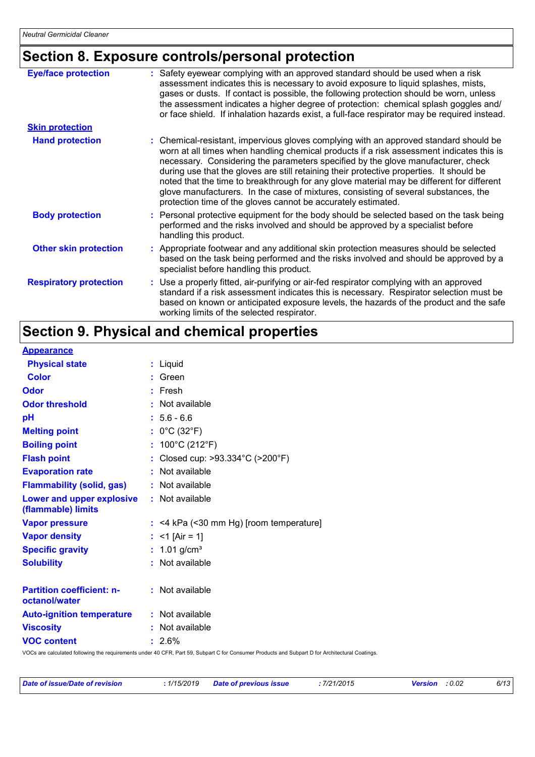## Section 8. Exposure controls/personal protection

**Eye/face protection** : Safety eyewear complying with an approved standard should be used when a risk assessment indicates this is necessary to avoid exposure to liquid splashes, mists, gases or dusts. If contact is possible, the following protection should be worn, unless the assessment indicates a higher degree of protection: chemical splash goggles and/ or face shield. If inhalation hazards exist, a full-face respirator may be required instead.

**Skin protection**

**Hand protection** : Chemical-resistant, impervious gloves complying with an approved standard should be worn at all times when handling chemical products if a risk assessment indicates this is necessary. Considering the parameters specified by the glove manufacturer, check during use that the gloves are still retaining their protective properties. It should be noted that the time to breakthrough for any glove material may be different for different glove manufacturers. In the case of mixtures, consisting of several substances, the protection time of the gloves cannot be accurately estimated.

**Body protection** : Personal protective equipment for the body should be selected based on the task being performed and the risks involved and should be approved by a specialist before handling this product.

**Other skin protection** : Appropriate footwear and any additional skin protection measures should be selected based on the task being performed and the risks involved and should be approved by a specialist before handling this product.

**Respiratory protection** : Use a properly fitted, air-purifying or air-fed respirator complying with an approved standard if a risk assessment indicates this is necessary. Respirator selection must be based on known or anticipated exposure levels, the hazards of the product and the safe working limits of the selected respirator.

## Section 9. Physical and chemical properties

**Appearance**

| Property | Value |
|---|---|
| Physical state | Liquid |
| Color | Green |
| Odor | Fresh |
| Odor threshold | Not available |
| pH | 5.6 - 6.6 |
| Melting point | 0°C (32°F) |
| Boiling point | 100°C (212°F) |
| Flash point | Closed cup: >93.334°C (>200°F) |
| Evaporation rate | Not available |
| Flammability (solid, gas) | Not available |
| Lower and upper explosive (flammable) limits | Not available |
| Vapor pressure | <4 kPa (<30 mm Hg) [room temperature] |
| Vapor density | <1 [Air = 1] |
| Specific gravity | 1.01 g/cm³ |
| Solubility | Not available |
| Partition coefficient: n-octanol/water | Not available |
| Auto-ignition temperature | Not available |
| Viscosity | Not available |
| VOC content | 2.6% |

VOCs are calculated following the requirements under 40 CFR, Part 59, Subpart C for Consumer Products and Subpart D for Architectural Coatings.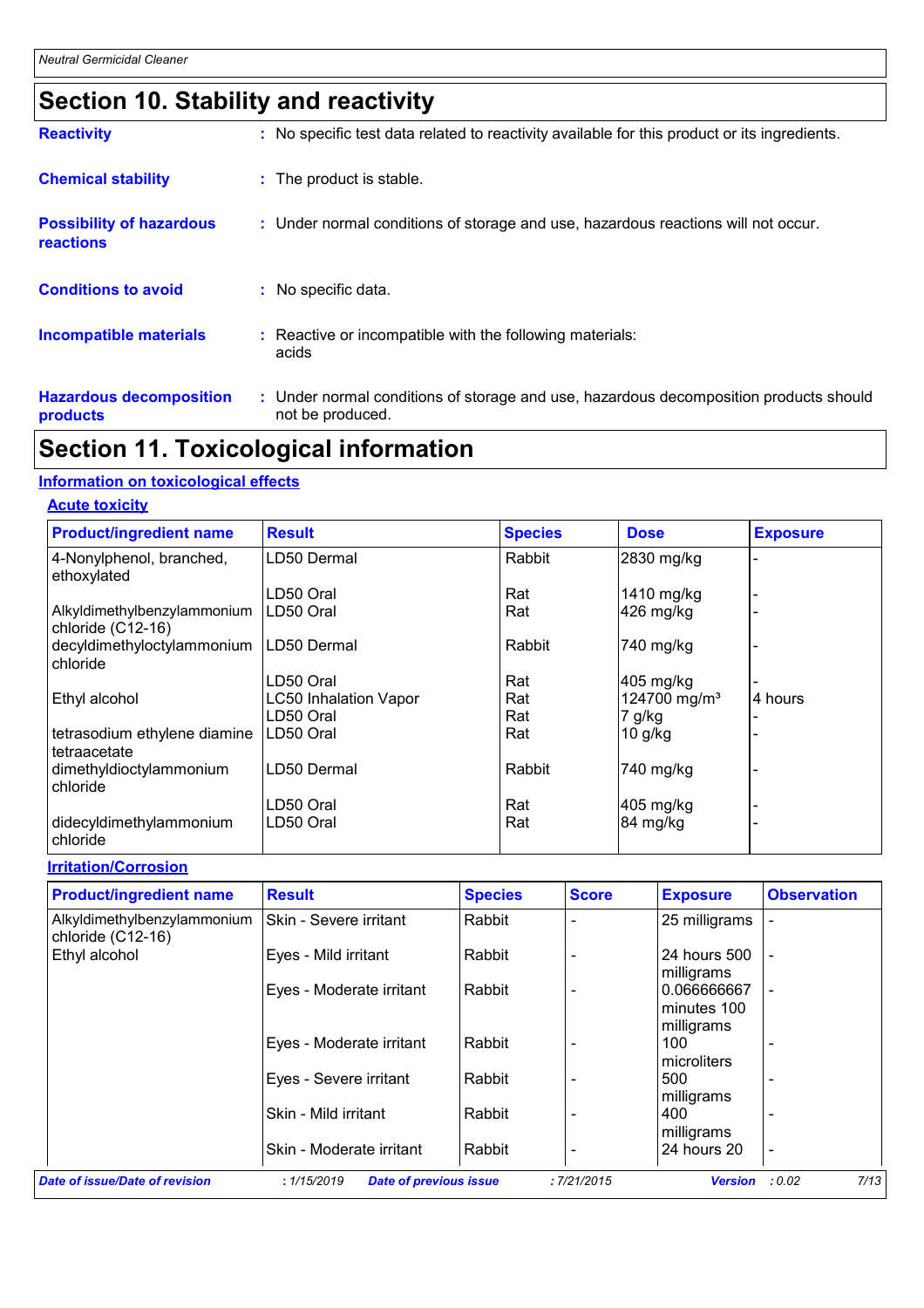## Section 10. Stability and reactivity

**Reactivity** : No specific test data related to reactivity available for this product or its ingredients.

**Chemical stability** : The product is stable.

**Possibility of hazardous reactions** : Under normal conditions of storage and use, hazardous reactions will not occur.

**Conditions to avoid** : No specific data.

**Incompatible materials** : Reactive or incompatible with the following materials: acids

**Hazardous decomposition products** : Under normal conditions of storage and use, hazardous decomposition products should not be produced.

## Section 11. Toxicological information

### Information on toxicological effects

#### Acute toxicity

| Product/ingredient name | Result | Species | Dose | Exposure |
|---|---|---|---|---|
| 4-Nonylphenol, branched, ethoxylated | LD50 Dermal | Rabbit | 2830 mg/kg | - |
| | LD50 Oral | Rat | 1410 mg/kg | - |
| Alkyldimethylbenzylammonium chloride (C12-16) | LD50 Oral | Rat | 426 mg/kg | - |
| decyldimethyloctylammonium chloride | LD50 Dermal | Rabbit | 740 mg/kg | - |
| | LD50 Oral | Rat | 405 mg/kg | - |
| Ethyl alcohol | LC50 Inhalation Vapor | Rat | 124700 mg/m³ | 4 hours |
| | LD50 Oral | Rat | 7 g/kg | - |
| tetrasodium ethylene diamine tetraacetate | LD50 Oral | Rat | 10 g/kg | - |
| dimethyldioctylammonium chloride | LD50 Dermal | Rabbit | 740 mg/kg | - |
| | LD50 Oral | Rat | 405 mg/kg | - |
| didecyldimethylammonium chloride | LD50 Oral | Rat | 84 mg/kg | - |

#### Irritation/Corrosion

| Product/ingredient name | Result | Species | Score | Exposure | Observation |
|---|---|---|---|---|---|
| Alkyldimethylbenzylammonium chloride (C12-16) | Skin - Severe irritant | Rabbit | - | 25 milligrams | - |
| Ethyl alcohol | Eyes - Mild irritant | Rabbit | - | 24 hours 500 milligrams | - |
| | Eyes - Moderate irritant | Rabbit | - | 0.066666667 minutes 100 milligrams | - |
| | Eyes - Moderate irritant | Rabbit | - | 100 microliters | - |
| | Eyes - Severe irritant | Rabbit | - | 500 milligrams | - |
| | Skin - Mild irritant | Rabbit | - | 400 milligrams | - |
| | Skin - Moderate irritant | Rabbit | - | 24 hours 20 | - |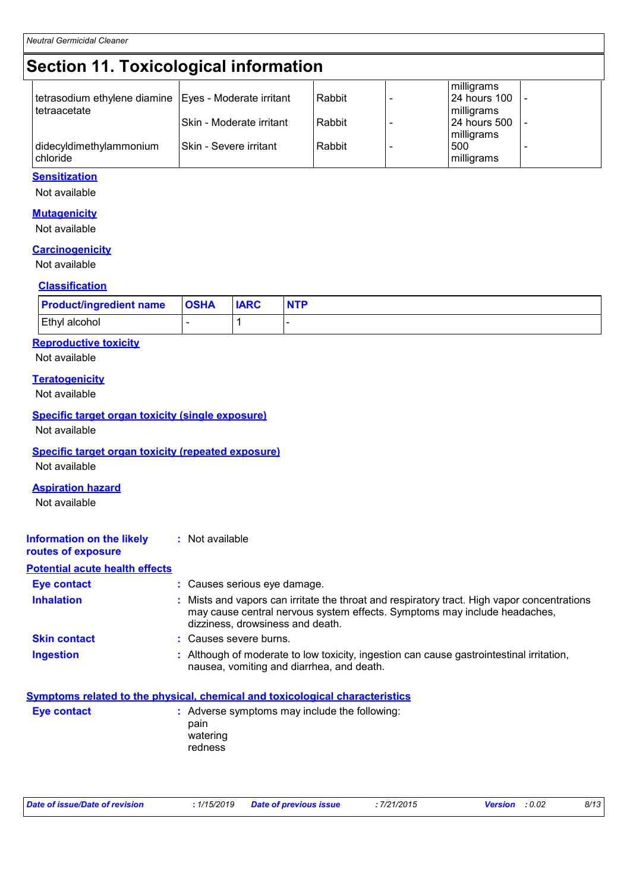# Section 11. Toxicological information

| | | | | | |
|---|---|---|---|---|---|
| | | | | milligrams | |
| tetrasodium ethylene diamine tetraacetate | Eyes - Moderate irritant | Rabbit | - | 24 hours 100 milligrams | - |
| | Skin - Moderate irritant | Rabbit | - | 24 hours 500 milligrams | - |
| didecyldimethylammonium chloride | Skin - Severe irritant | Rabbit | - | 500 milligrams | - |

**Sensitization**

Not available

**Mutagenicity**

Not available

**Carcinogenicity**

Not available

**Classification**

| Product/ingredient name | OSHA | IARC | NTP |
|---|---|---|---|
| Ethyl alcohol | - | 1 | - |

**Reproductive toxicity**

Not available

**Teratogenicity**

Not available

**Specific target organ toxicity (single exposure)**

Not available

**Specific target organ toxicity (repeated exposure)**

Not available

**Aspiration hazard**

Not available

**Information on the likely routes of exposure** : Not available

**Potential acute health effects**

**Eye contact** : Causes serious eye damage.

**Inhalation** : Mists and vapors can irritate the throat and respiratory tract. High vapor concentrations may cause central nervous system effects. Symptoms may include headaches, dizziness, drowsiness and death.

**Skin contact** : Causes severe burns.

**Ingestion** : Although of moderate to low toxicity, ingestion can cause gastrointestinal irritation, nausea, vomiting and diarrhea, and death.

**Symptoms related to the physical, chemical and toxicological characteristics**

**Eye contact** : Adverse symptoms may include the following:
pain
watering
redness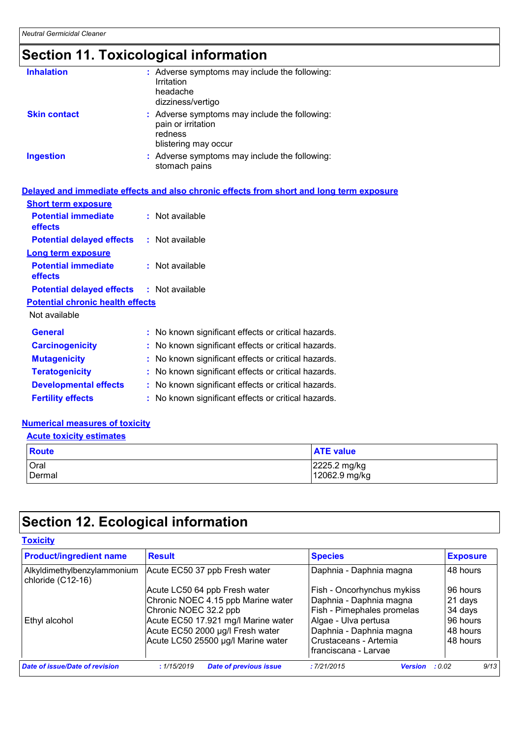# Section 11. Toxicological information

**Inhalation** : Adverse symptoms may include the following:
Irritation
headache
dizziness/vertigo

**Skin contact** : Adverse symptoms may include the following:
pain or irritation
redness
blistering may occur

**Ingestion** : Adverse symptoms may include the following:
stomach pains

## Delayed and immediate effects and also chronic effects from short and long term exposure

### Short term exposure

**Potential immediate effects** : Not available

**Potential delayed effects** : Not available

### Long term exposure

**Potential immediate effects** : Not available

**Potential delayed effects** : Not available

### Potential chronic health effects

Not available

**General** : No known significant effects or critical hazards.

**Carcinogenicity** : No known significant effects or critical hazards.

**Mutagenicity** : No known significant effects or critical hazards.

**Teratogenicity** : No known significant effects or critical hazards.

**Developmental effects** : No known significant effects or critical hazards.

**Fertility effects** : No known significant effects or critical hazards.

## Numerical measures of toxicity

### Acute toxicity estimates

| Route | ATE value |
|---|---|
| Oral | 2225.2 mg/kg |
| Dermal | 12062.9 mg/kg |

# Section 12. Ecological information

## Toxicity

| Product/ingredient name | Result | Species | Exposure |
|---|---|---|---|
| Alkyldimethylbenzylammonium chloride (C12-16) | Acute EC50 37 ppb Fresh water | Daphnia - Daphnia magna | 48 hours |
| | Acute LC50 64 ppb Fresh water | Fish - Oncorhynchus mykiss | 96 hours |
| | Chronic NOEC 4.15 ppb Marine water | Daphnia - Daphnia magna | 21 days |
| | Chronic NOEC 32.2 ppb | Fish - Pimephales promelas | 34 days |
| Ethyl alcohol | Acute EC50 17.921 mg/l Marine water | Algae - Ulva pertusa | 96 hours |
| | Acute EC50 2000 µg/l Fresh water | Daphnia - Daphnia magna | 48 hours |
| | Acute LC50 25500 µg/l Marine water | Crustaceans - Artemia franciscana - Larvae | 48 hours |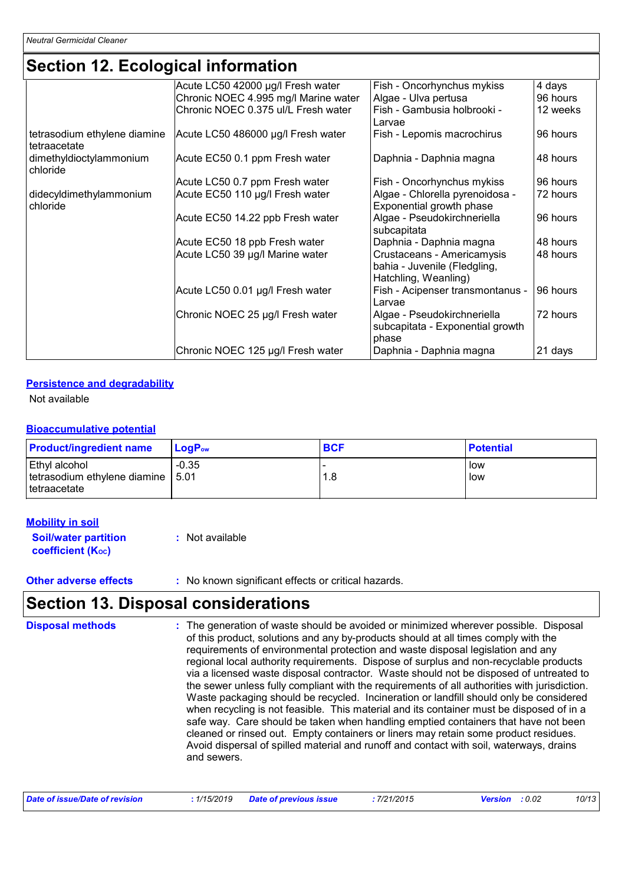## Section 12. Ecological information

| | | | |
|---|---|---|---|
| | Acute LC50 42000 µg/l Fresh water | Fish - Oncorhynchus mykiss | 4 days |
| | Chronic NOEC 4.995 mg/l Marine water | Algae - Ulva pertusa | 96 hours |
| | Chronic NOEC 0.375 ul/L Fresh water | Fish - Gambusia holbrooki - Larvae | 12 weeks |
| tetrasodium ethylene diamine tetraacetate | Acute LC50 486000 µg/l Fresh water | Fish - Lepomis macrochirus | 96 hours |
| dimethyldioctylammonium chloride | Acute EC50 0.1 ppm Fresh water | Daphnia - Daphnia magna | 48 hours |
| | Acute LC50 0.7 ppm Fresh water | Fish - Oncorhynchus mykiss | 96 hours |
| didecyldimethylammonium chloride | Acute EC50 110 µg/l Fresh water | Algae - Chlorella pyrenoidosa - Exponential growth phase | 72 hours |
| | Acute EC50 14.22 ppb Fresh water | Algae - Pseudokirchneriella subcapitata | 96 hours |
| | Acute EC50 18 ppb Fresh water | Daphnia - Daphnia magna | 48 hours |
| | Acute LC50 39 µg/l Marine water | Crustaceans - Americamysis bahia - Juvenile (Fledgling, Hatchling, Weanling) | 48 hours |
| | Acute LC50 0.01 µg/l Fresh water | Fish - Acipenser transmontanus - Larvae | 96 hours |
| | Chronic NOEC 25 µg/l Fresh water | Algae - Pseudokirchneriella subcapitata - Exponential growth phase | 72 hours |
| | Chronic NOEC 125 µg/l Fresh water | Daphnia - Daphnia magna | 21 days |

### Persistence and degradability

Not available

### Bioaccumulative potential

| Product/ingredient name | $LogP_{ow}$ | BCF | Potential |
|---|---|---|---|
| Ethyl alcohol | -0.35 | - | low |
| tetrasodium ethylene diamine tetraacetate | 5.01 | 1.8 | low |

### Mobility in soil

**Soil/water partition coefficient ($K_{OC}$)** : Not available

**Other adverse effects** : No known significant effects or critical hazards.

## Section 13. Disposal considerations

**Disposal methods** : The generation of waste should be avoided or minimized wherever possible. Disposal of this product, solutions and any by-products should at all times comply with the requirements of environmental protection and waste disposal legislation and any regional local authority requirements. Dispose of surplus and non-recyclable products via a licensed waste disposal contractor. Waste should not be disposed of untreated to the sewer unless fully compliant with the requirements of all authorities with jurisdiction. Waste packaging should be recycled. Incineration or landfill should only be considered when recycling is not feasible. This material and its container must be disposed of in a safe way. Care should be taken when handling emptied containers that have not been cleaned or rinsed out. Empty containers or liners may retain some product residues. Avoid dispersal of spilled material and runoff and contact with soil, waterways, drains and sewers.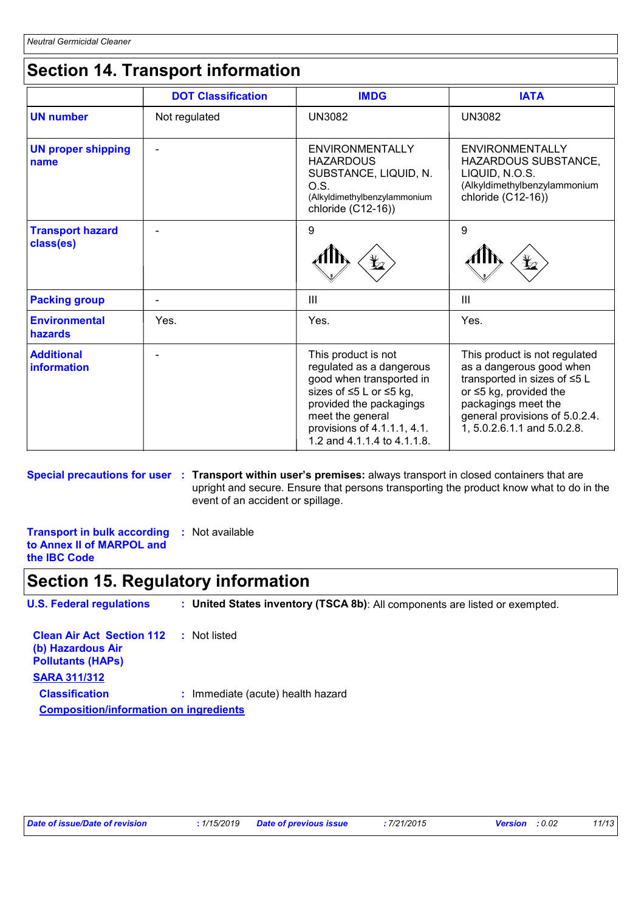## Section 14. Transport information

| | DOT Classification | IMDG | IATA |
|---|---|---|---|
| **UN number** | Not regulated | UN3082 | UN3082 |
| **UN proper shipping name** | - | ENVIRONMENTALLY HAZARDOUS SUBSTANCE, LIQUID, N.O.S. (Alkyldimethylbenzylammonium chloride (C12-16)) | ENVIRONMENTALLY HAZARDOUS SUBSTANCE, LIQUID, N.O.S. (Alkyldimethylbenzylammonium chloride (C12-16)) |
| **Transport hazard class(es)** | - | 9 | 9 |
| **Packing group** | - | III | III |
| **Environmental hazards** | Yes. | Yes. | Yes. |
| **Additional information** | - | This product is not regulated as a dangerous good when transported in sizes of ≤5 L or ≤5 kg, provided the packagings meet the general provisions of 4.1.1.1, 4.1.1.2 and 4.1.1.4 to 4.1.1.8. | This product is not regulated as a dangerous good when transported in sizes of ≤5 L or ≤5 kg, provided the packagings meet the general provisions of 5.0.2.4.1, 5.0.2.6.1.1 and 5.0.2.8. |

**Special precautions for user** : **Transport within user's premises:** always transport in closed containers that are upright and secure. Ensure that persons transporting the product know what to do in the event of an accident or spillage.

**Transport in bulk according to Annex II of MARPOL and the IBC Code** : Not available

## Section 15. Regulatory information

**U.S. Federal regulations** : **United States inventory (TSCA 8b)**: All components are listed or exempted.

**Clean Air Act Section 112 (b) Hazardous Air Pollutants (HAPs)** : Not listed

**SARA 311/312**

**Classification** : Immediate (acute) health hazard

**Composition/information on ingredients**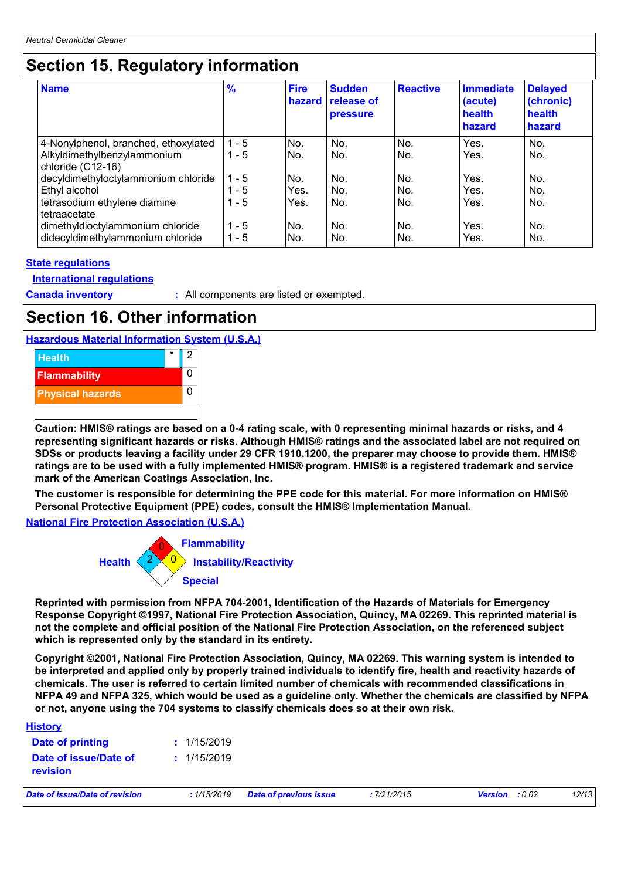## Section 15. Regulatory information

| Name | % | Fire hazard | Sudden release of pressure | Reactive | Immediate (acute) health hazard | Delayed (chronic) health hazard |
|---|---|---|---|---|---|---|
| 4-Nonylphenol, branched, ethoxylated | 1 - 5 | No. | No. | No. | Yes. | No. |
| Alkyldimethylbenzylammonium chloride (C12-16) | 1 - 5 | No. | No. | No. | Yes. | No. |
| decyldimethyloctylammonium chloride | 1 - 5 | No. | No. | No. | Yes. | No. |
| Ethyl alcohol | 1 - 5 | Yes. | No. | No. | Yes. | No. |
| tetrasodium ethylene diamine tetraacetate | 1 - 5 | Yes. | No. | No. | Yes. | No. |
| dimethyldioctylammonium chloride | 1 - 5 | No. | No. | No. | Yes. | No. |
| didecyldimethylammonium chloride | 1 - 5 | No. | No. | No. | Yes. | No. |

**State regulations**

**International regulations**

**Canada inventory** : All components are listed or exempted.

## Section 16. Other information

**Hazardous Material Information System (U.S.A.)**

| | | |
|---|---|---|
| Health | * | 2 |
| Flammability | | 0 |
| Physical hazards | | 0 |

**Caution: HMIS® ratings are based on a 0-4 rating scale, with 0 representing minimal hazards or risks, and 4 representing significant hazards or risks. Although HMIS® ratings and the associated label are not required on SDSs or products leaving a facility under 29 CFR 1910.1200, the preparer may choose to provide them. HMIS® ratings are to be used with a fully implemented HMIS® program. HMIS® is a registered trademark and service mark of the American Coatings Association, Inc.**

**The customer is responsible for determining the PPE code for this material. For more information on HMIS® Personal Protective Equipment (PPE) codes, consult the HMIS® Implementation Manual.**

**National Fire Protection Association (U.S.A.)**

Health: 2
Flammability: 0
Instability/Reactivity: 0
Special

**Reprinted with permission from NFPA 704-2001, Identification of the Hazards of Materials for Emergency Response Copyright ©1997, National Fire Protection Association, Quincy, MA 02269. This reprinted material is not the complete and official position of the National Fire Protection Association, on the referenced subject which is represented only by the standard in its entirety.**

**Copyright ©2001, National Fire Protection Association, Quincy, MA 02269. This warning system is intended to be interpreted and applied only by properly trained individuals to identify fire, health and reactivity hazards of chemicals. The user is referred to certain limited number of chemicals with recommended classifications in NFPA 49 and NFPA 325, which would be used as a guideline only. Whether the chemicals are classified by NFPA or not, anyone using the 704 systems to classify chemicals does so at their own risk.**

**History**

**Date of printing** : 1/15/2019

**Date of issue/Date of revision** : 1/15/2019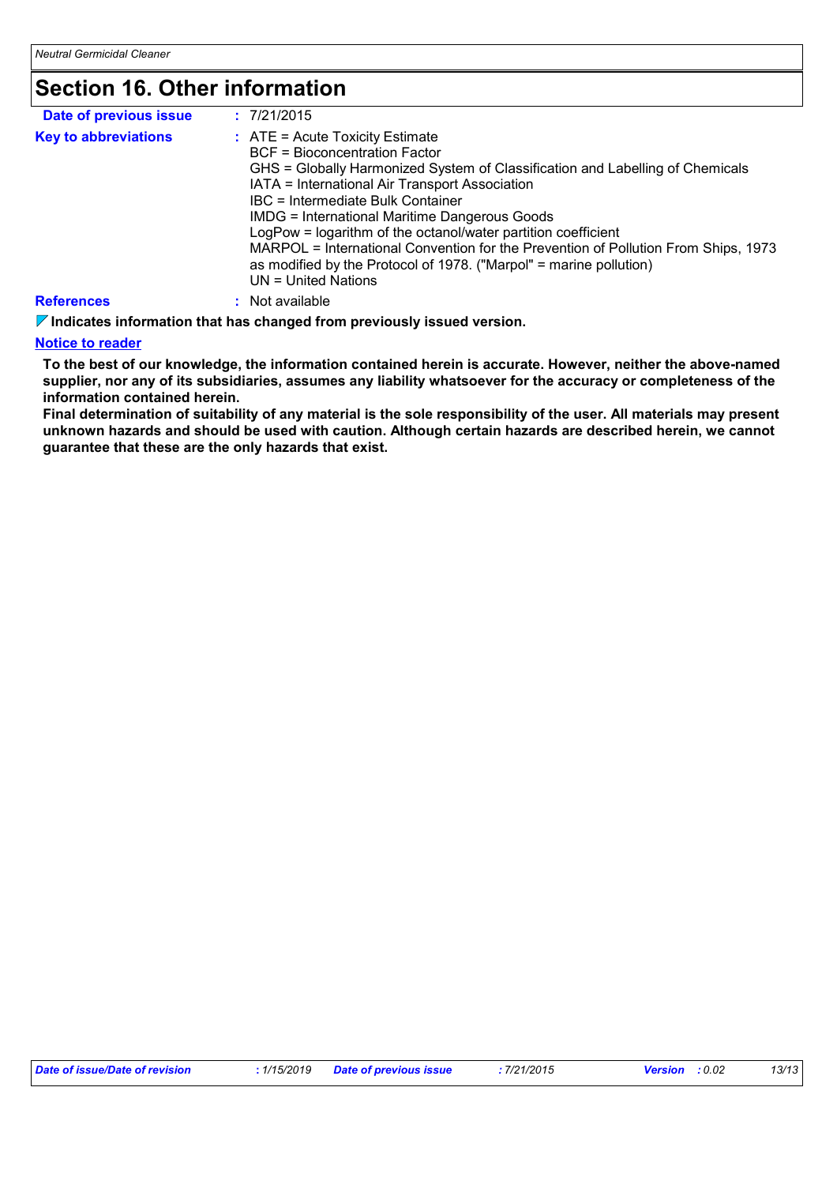## Section 16. Other information

**Date of previous issue** : 7/21/2015

**Key to abbreviations** : ATE = Acute Toxicity Estimate
BCF = Bioconcentration Factor
GHS = Globally Harmonized System of Classification and Labelling of Chemicals
IATA = International Air Transport Association
IBC = Intermediate Bulk Container
IMDG = International Maritime Dangerous Goods
LogPow = logarithm of the octanol/water partition coefficient
MARPOL = International Convention for the Prevention of Pollution From Ships, 1973 as modified by the Protocol of 1978. ("Marpol" = marine pollution)
UN = United Nations

**References** : Not available

**Indicates information that has changed from previously issued version.**

**Notice to reader**

**To the best of our knowledge, the information contained herein is accurate. However, neither the above-named supplier, nor any of its subsidiaries, assumes any liability whatsoever for the accuracy or completeness of the information contained herein.**

**Final determination of suitability of any material is the sole responsibility of the user. All materials may present unknown hazards and should be used with caution. Although certain hazards are described herein, we cannot guarantee that these are the only hazards that exist.**